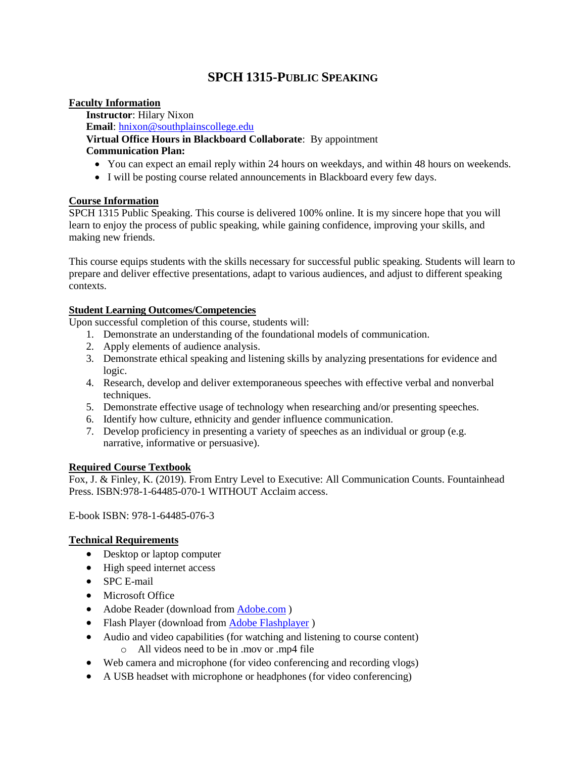# SPCH 1315-PUBLIC SPEAKING

## Faculty Information

**Instructor**: Hilary Nixon
**Email**: [hnixon@southplainscollege.edu](mailto:hnixon@southplainscollege.edu)
**Virtual Office Hours in Blackboard Collaborate**: By appointment
**Communication Plan:**

- You can expect an email reply within 24 hours on weekdays, and within 48 hours on weekends.
- I will be posting course related announcements in Blackboard every few days.

## Course Information

SPCH 1315 Public Speaking. This course is delivered 100% online. It is my sincere hope that you will learn to enjoy the process of public speaking, while gaining confidence, improving your skills, and making new friends.

This course equips students with the skills necessary for successful public speaking. Students will learn to prepare and deliver effective presentations, adapt to various audiences, and adjust to different speaking contexts.

## Student Learning Outcomes/Competencies

Upon successful completion of this course, students will:

1. Demonstrate an understanding of the foundational models of communication.
2. Apply elements of audience analysis.
3. Demonstrate ethical speaking and listening skills by analyzing presentations for evidence and logic.
4. Research, develop and deliver extemporaneous speeches with effective verbal and nonverbal techniques.
5. Demonstrate effective usage of technology when researching and/or presenting speeches.
6. Identify how culture, ethnicity and gender influence communication.
7. Develop proficiency in presenting a variety of speeches as an individual or group (e.g. narrative, informative or persuasive).

## Required Course Textbook

Fox, J. & Finley, K. (2019). From Entry Level to Executive: All Communication Counts. Fountainhead Press. ISBN:978-1-64485-070-1 WITHOUT Acclaim access.

E-book ISBN: 978-1-64485-076-3

## Technical Requirements

- Desktop or laptop computer
- High speed internet access
- SPC E-mail
- Microsoft Office
- Adobe Reader (download from Adobe.com )
- Flash Player (download from Adobe Flashplayer )
- Audio and video capabilities (for watching and listening to course content)
  - All videos need to be in .mov or .mp4 file
- Web camera and microphone (for video conferencing and recording vlogs)
- A USB headset with microphone or headphones (for video conferencing)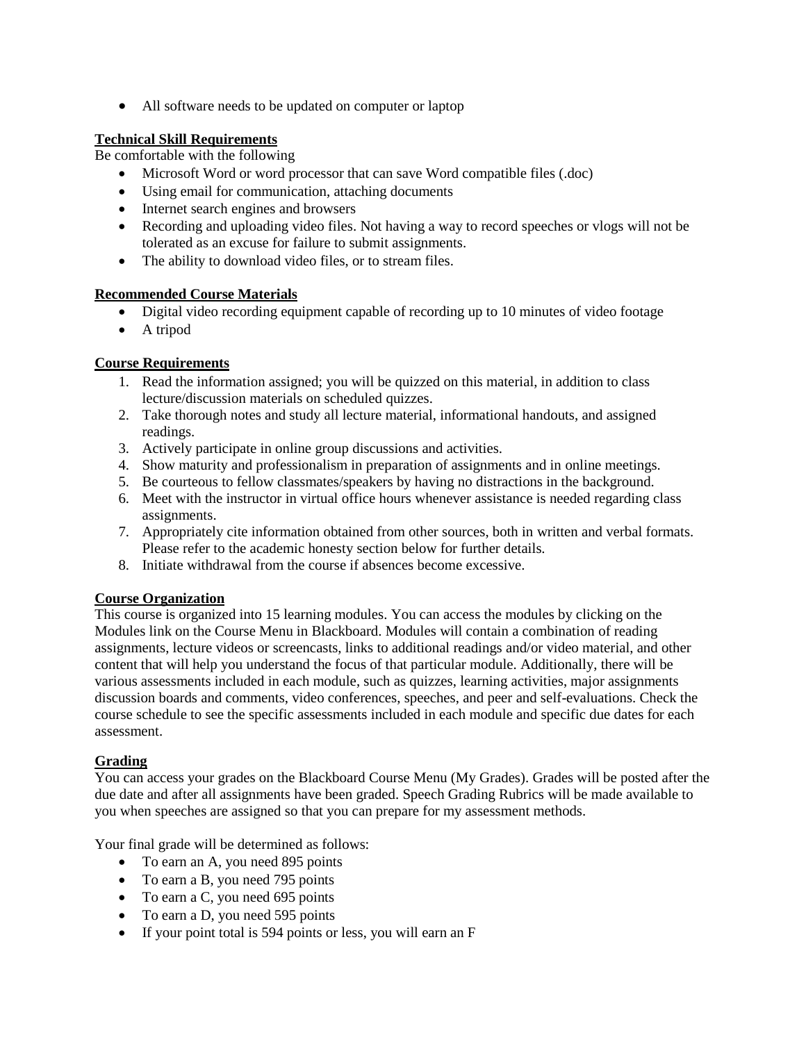- All software needs to be updated on computer or laptop

**Technical Skill Requirements**

Be comfortable with the following

- Microsoft Word or word processor that can save Word compatible files (.doc)
- Using email for communication, attaching documents
- Internet search engines and browsers
- Recording and uploading video files. Not having a way to record speeches or vlogs will not be tolerated as an excuse for failure to submit assignments.
- The ability to download video files, or to stream files.

**Recommended Course Materials**

- Digital video recording equipment capable of recording up to 10 minutes of video footage
- A tripod

**Course Requirements**

1. Read the information assigned; you will be quizzed on this material, in addition to class lecture/discussion materials on scheduled quizzes.
2. Take thorough notes and study all lecture material, informational handouts, and assigned readings.
3. Actively participate in online group discussions and activities.
4. Show maturity and professionalism in preparation of assignments and in online meetings.
5. Be courteous to fellow classmates/speakers by having no distractions in the background.
6. Meet with the instructor in virtual office hours whenever assistance is needed regarding class assignments.
7. Appropriately cite information obtained from other sources, both in written and verbal formats. Please refer to the academic honesty section below for further details.
8. Initiate withdrawal from the course if absences become excessive.

**Course Organization**

This course is organized into 15 learning modules. You can access the modules by clicking on the Modules link on the Course Menu in Blackboard. Modules will contain a combination of reading assignments, lecture videos or screencasts, links to additional readings and/or video material, and other content that will help you understand the focus of that particular module. Additionally, there will be various assessments included in each module, such as quizzes, learning activities, major assignments discussion boards and comments, video conferences, speeches, and peer and self-evaluations. Check the course schedule to see the specific assessments included in each module and specific due dates for each assessment.

**Grading**

You can access your grades on the Blackboard Course Menu (My Grades). Grades will be posted after the due date and after all assignments have been graded. Speech Grading Rubrics will be made available to you when speeches are assigned so that you can prepare for my assessment methods.

Your final grade will be determined as follows:

- To earn an A, you need 895 points
- To earn a B, you need 795 points
- To earn a C, you need 695 points
- To earn a D, you need 595 points
- If your point total is 594 points or less, you will earn an F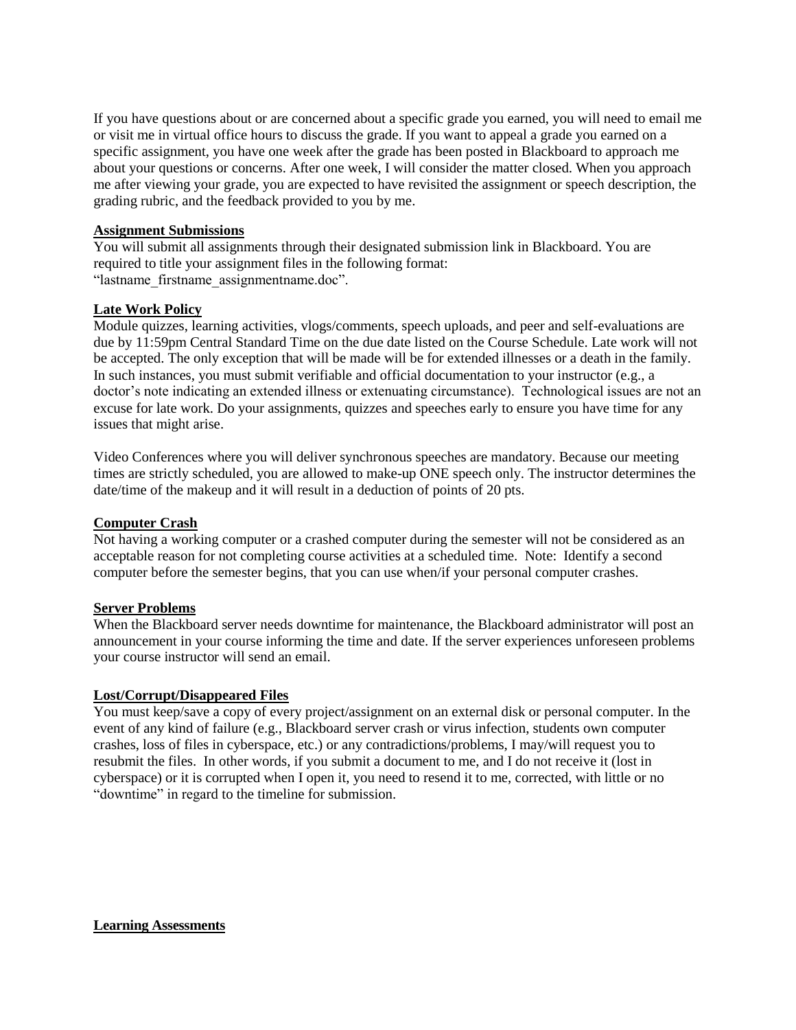If you have questions about or are concerned about a specific grade you earned, you will need to email me or visit me in virtual office hours to discuss the grade. If you want to appeal a grade you earned on a specific assignment, you have one week after the grade has been posted in Blackboard to approach me about your questions or concerns. After one week, I will consider the matter closed. When you approach me after viewing your grade, you are expected to have revisited the assignment or speech description, the grading rubric, and the feedback provided to you by me.

**Assignment Submissions**

You will submit all assignments through their designated submission link in Blackboard. You are required to title your assignment files in the following format: "lastname_firstname_assignmentname.doc".

**Late Work Policy**

Module quizzes, learning activities, vlogs/comments, speech uploads, and peer and self-evaluations are due by 11:59pm Central Standard Time on the due date listed on the Course Schedule. Late work will not be accepted. The only exception that will be made will be for extended illnesses or a death in the family. In such instances, you must submit verifiable and official documentation to your instructor (e.g., a doctor's note indicating an extended illness or extenuating circumstance). Technological issues are not an excuse for late work. Do your assignments, quizzes and speeches early to ensure you have time for any issues that might arise.

Video Conferences where you will deliver synchronous speeches are mandatory. Because our meeting times are strictly scheduled, you are allowed to make-up ONE speech only. The instructor determines the date/time of the makeup and it will result in a deduction of points of 20 pts.

**Computer Crash**

Not having a working computer or a crashed computer during the semester will not be considered as an acceptable reason for not completing course activities at a scheduled time. Note: Identify a second computer before the semester begins, that you can use when/if your personal computer crashes.

**Server Problems**

When the Blackboard server needs downtime for maintenance, the Blackboard administrator will post an announcement in your course informing the time and date. If the server experiences unforeseen problems your course instructor will send an email.

**Lost/Corrupt/Disappeared Files**

You must keep/save a copy of every project/assignment on an external disk or personal computer. In the event of any kind of failure (e.g., Blackboard server crash or virus infection, students own computer crashes, loss of files in cyberspace, etc.) or any contradictions/problems, I may/will request you to resubmit the files. In other words, if you submit a document to me, and I do not receive it (lost in cyberspace) or it is corrupted when I open it, you need to resend it to me, corrected, with little or no "downtime" in regard to the timeline for submission.

**Learning Assessments**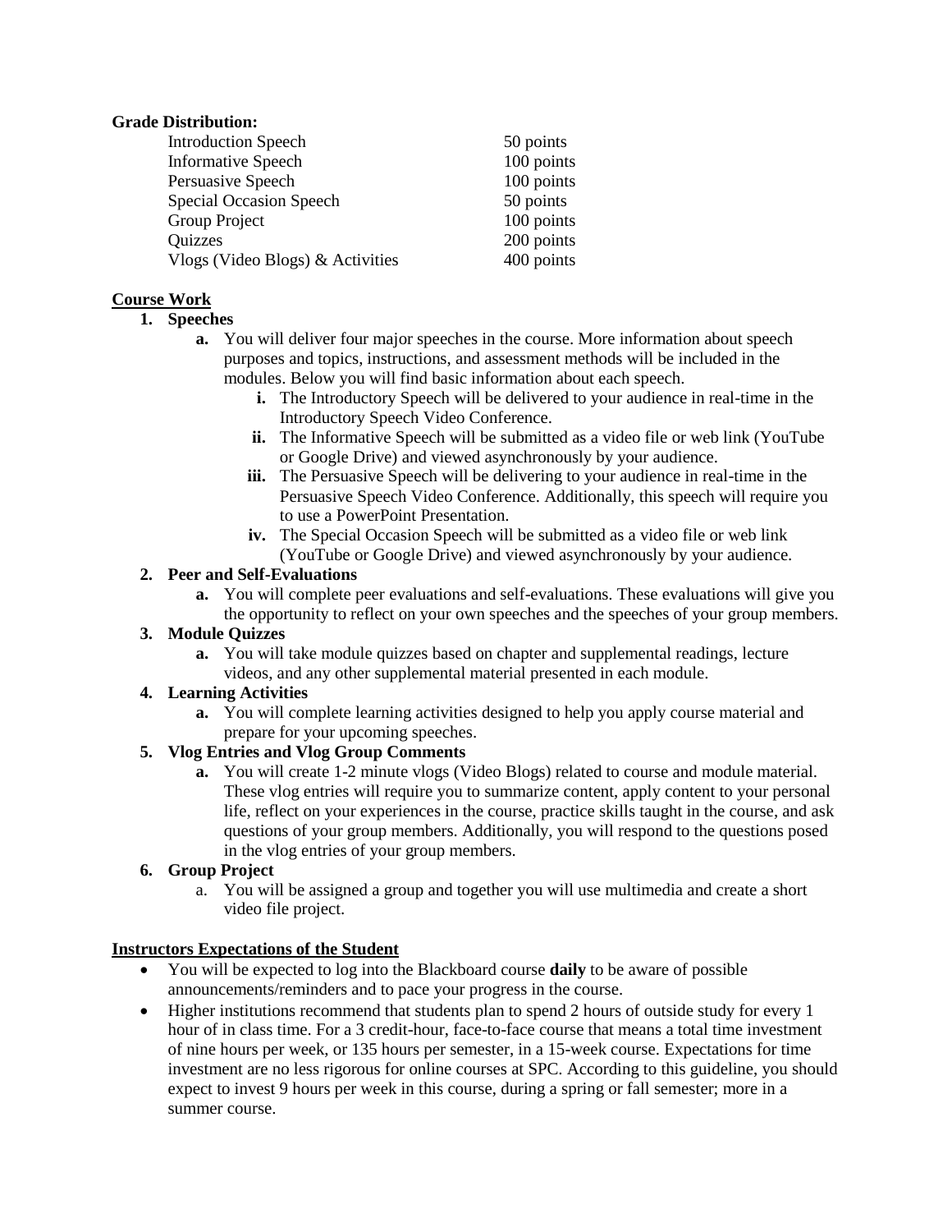**Grade Distribution:**

| | |
|---|---|
| Introduction Speech | 50 points |
| Informative Speech | 100 points |
| Persuasive Speech | 100 points |
| Special Occasion Speech | 50 points |
| Group Project | 100 points |
| Quizzes | 200 points |
| Vlogs (Video Blogs) & Activities | 400 points |

**Course Work**

1. **Speeches**
   a. You will deliver four major speeches in the course. More information about speech purposes and topics, instructions, and assessment methods will be included in the modules. Below you will find basic information about each speech.
      i. The Introductory Speech will be delivered to your audience in real-time in the Introductory Speech Video Conference.
      ii. The Informative Speech will be submitted as a video file or web link (YouTube or Google Drive) and viewed asynchronously by your audience.
      iii. The Persuasive Speech will be delivering to your audience in real-time in the Persuasive Speech Video Conference. Additionally, this speech will require you to use a PowerPoint Presentation.
      iv. The Special Occasion Speech will be submitted as a video file or web link (YouTube or Google Drive) and viewed asynchronously by your audience.
2. **Peer and Self-Evaluations**
   a. You will complete peer evaluations and self-evaluations. These evaluations will give you the opportunity to reflect on your own speeches and the speeches of your group members.
3. **Module Quizzes**
   a. You will take module quizzes based on chapter and supplemental readings, lecture videos, and any other supplemental material presented in each module.
4. **Learning Activities**
   a. You will complete learning activities designed to help you apply course material and prepare for your upcoming speeches.
5. **Vlog Entries and Vlog Group Comments**
   a. You will create 1-2 minute vlogs (Video Blogs) related to course and module material. These vlog entries will require you to summarize content, apply content to your personal life, reflect on your experiences in the course, practice skills taught in the course, and ask questions of your group members. Additionally, you will respond to the questions posed in the vlog entries of your group members.
6. **Group Project**
   a. You will be assigned a group and together you will use multimedia and create a short video file project.

**Instructors Expectations of the Student**

- You will be expected to log into the Blackboard course **daily** to be aware of possible announcements/reminders and to pace your progress in the course.
- Higher institutions recommend that students plan to spend 2 hours of outside study for every 1 hour of in class time. For a 3 credit-hour, face-to-face course that means a total time investment of nine hours per week, or 135 hours per semester, in a 15-week course. Expectations for time investment are no less rigorous for online courses at SPC. According to this guideline, you should expect to invest 9 hours per week in this course, during a spring or fall semester; more in a summer course.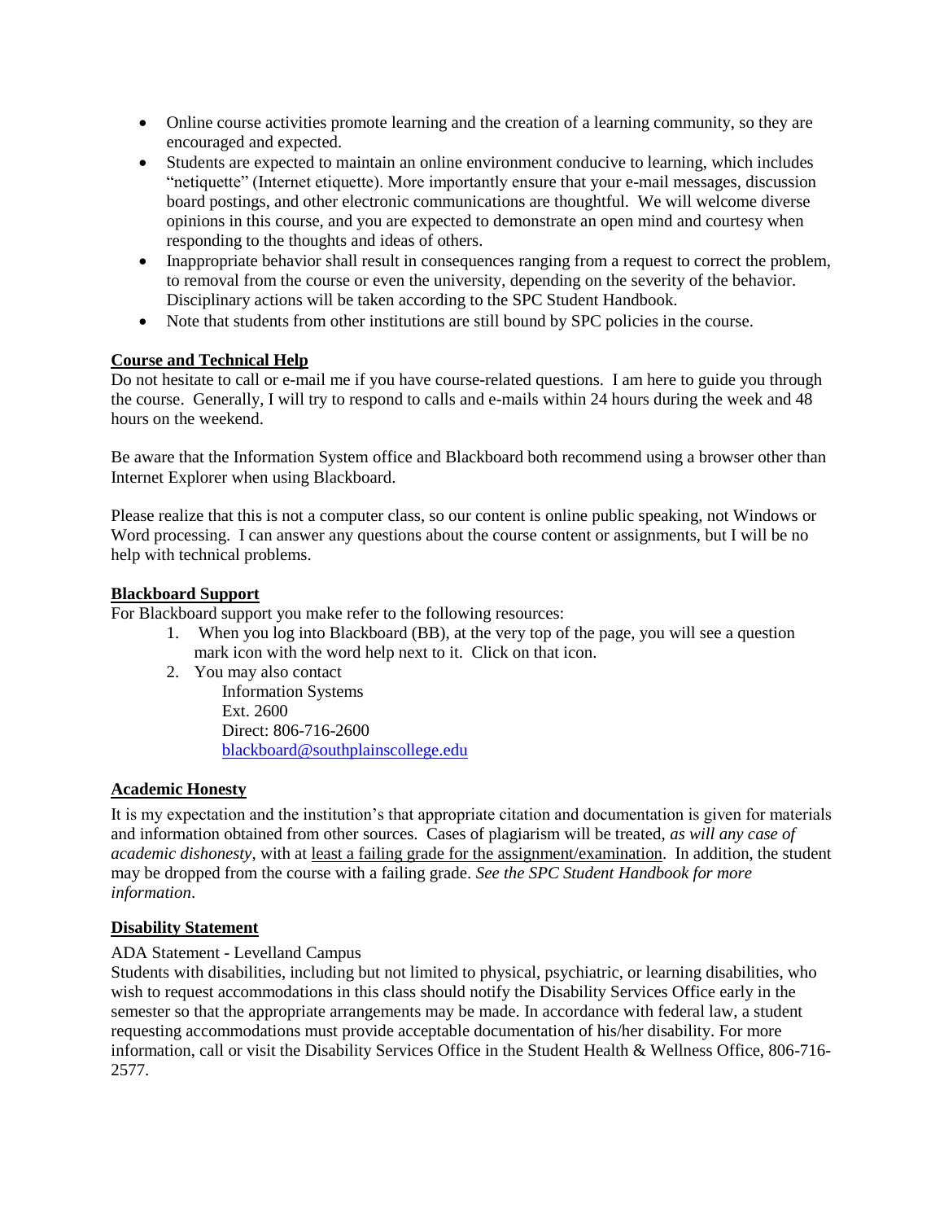- Online course activities promote learning and the creation of a learning community, so they are encouraged and expected.
- Students are expected to maintain an online environment conducive to learning, which includes "netiquette" (Internet etiquette). More importantly ensure that your e-mail messages, discussion board postings, and other electronic communications are thoughtful. We will welcome diverse opinions in this course, and you are expected to demonstrate an open mind and courtesy when responding to the thoughts and ideas of others.
- Inappropriate behavior shall result in consequences ranging from a request to correct the problem, to removal from the course or even the university, depending on the severity of the behavior. Disciplinary actions will be taken according to the SPC Student Handbook.
- Note that students from other institutions are still bound by SPC policies in the course.

**Course and Technical Help**

Do not hesitate to call or e-mail me if you have course-related questions. I am here to guide you through the course. Generally, I will try to respond to calls and e-mails within 24 hours during the week and 48 hours on the weekend.

Be aware that the Information System office and Blackboard both recommend using a browser other than Internet Explorer when using Blackboard.

Please realize that this is not a computer class, so our content is online public speaking, not Windows or Word processing. I can answer any questions about the course content or assignments, but I will be no help with technical problems.

**Blackboard Support**

For Blackboard support you make refer to the following resources:

1. When you log into Blackboard (BB), at the very top of the page, you will see a question mark icon with the word help next to it. Click on that icon.
2. You may also contact
   Information Systems
   Ext. 2600
   Direct: 806-716-2600
   blackboard@southplainscollege.edu

**Academic Honesty**

It is my expectation and the institution's that appropriate citation and documentation is given for materials and information obtained from other sources. Cases of plagiarism will be treated, *as will any case of academic dishonesty*, with at least a failing grade for the assignment/examination. In addition, the student may be dropped from the course with a failing grade. *See the SPC Student Handbook for more information*.

**Disability Statement**

ADA Statement - Levelland Campus

Students with disabilities, including but not limited to physical, psychiatric, or learning disabilities, who wish to request accommodations in this class should notify the Disability Services Office early in the semester so that the appropriate arrangements may be made. In accordance with federal law, a student requesting accommodations must provide acceptable documentation of his/her disability. For more information, call or visit the Disability Services Office in the Student Health & Wellness Office, 806-716-2577.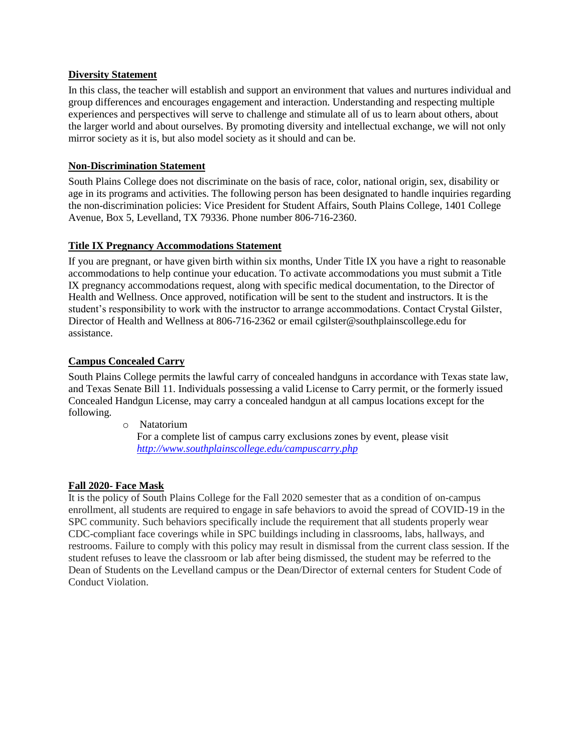**Diversity Statement**

In this class, the teacher will establish and support an environment that values and nurtures individual and group differences and encourages engagement and interaction. Understanding and respecting multiple experiences and perspectives will serve to challenge and stimulate all of us to learn about others, about the larger world and about ourselves. By promoting diversity and intellectual exchange, we will not only mirror society as it is, but also model society as it should and can be.

**Non-Discrimination Statement**

South Plains College does not discriminate on the basis of race, color, national origin, sex, disability or age in its programs and activities. The following person has been designated to handle inquiries regarding the non-discrimination policies: Vice President for Student Affairs, South Plains College, 1401 College Avenue, Box 5, Levelland, TX 79336. Phone number 806-716-2360.

**Title IX Pregnancy Accommodations Statement**

If you are pregnant, or have given birth within six months, Under Title IX you have a right to reasonable accommodations to help continue your education. To activate accommodations you must submit a Title IX pregnancy accommodations request, along with specific medical documentation, to the Director of Health and Wellness. Once approved, notification will be sent to the student and instructors. It is the student's responsibility to work with the instructor to arrange accommodations. Contact Crystal Gilster, Director of Health and Wellness at 806-716-2362 or email cgilster@southplainscollege.edu for assistance.

**Campus Concealed Carry**

South Plains College permits the lawful carry of concealed handguns in accordance with Texas state law, and Texas Senate Bill 11. Individuals possessing a valid License to Carry permit, or the formerly issued Concealed Handgun License, may carry a concealed handgun at all campus locations except for the following.

- Natatorium

  For a complete list of campus carry exclusions zones by event, please visit *http://www.southplainscollege.edu/campuscarry.php*

**Fall 2020- Face Mask**

It is the policy of South Plains College for the Fall 2020 semester that as a condition of on-campus enrollment, all students are required to engage in safe behaviors to avoid the spread of COVID-19 in the SPC community. Such behaviors specifically include the requirement that all students properly wear CDC-compliant face coverings while in SPC buildings including in classrooms, labs, hallways, and restrooms. Failure to comply with this policy may result in dismissal from the current class session. If the student refuses to leave the classroom or lab after being dismissed, the student may be referred to the Dean of Students on the Levelland campus or the Dean/Director of external centers for Student Code of Conduct Violation.